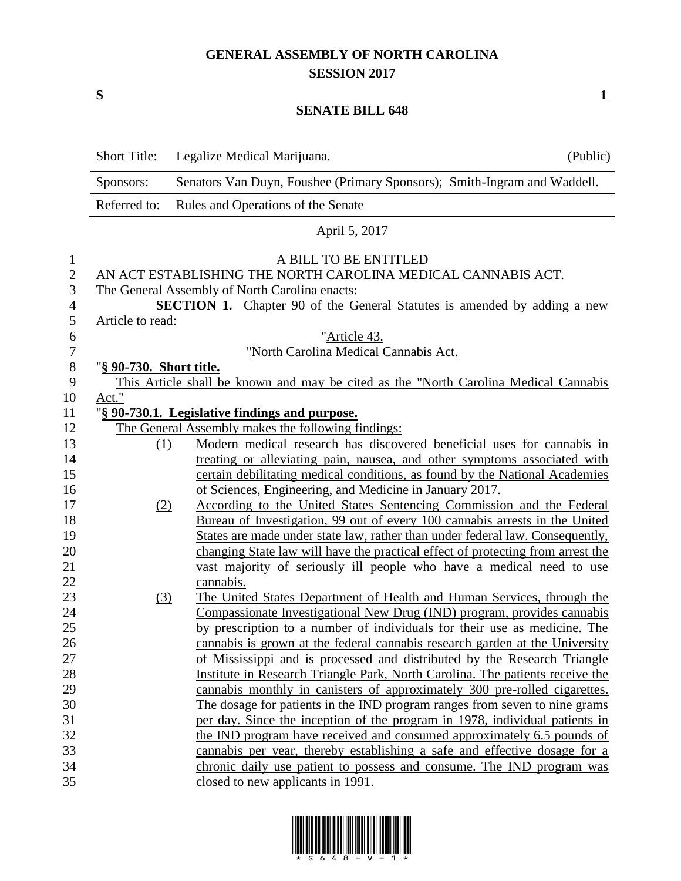# GENERAL ASSEMBLY OF NORTH CAROLINA
## SESSION 2017

**S** **1**

## SENATE BILL 648

| Short Title: | Legalize Medical Marijuana. | (Public) |
|---|---|---|
| Sponsors: | Senators Van Duyn, Foushee (Primary Sponsors); Smith-Ingram and Waddell. | |
| Referred to: | Rules and Operations of the Senate | |

April 5, 2017

A BILL TO BE ENTITLED
AN ACT ESTABLISHING THE NORTH CAROLINA MEDICAL CANNABIS ACT.
The General Assembly of North Carolina enacts:

**SECTION 1.** Chapter 90 of the General Statutes is amended by adding a new Article to read:

"Article 43.
"North Carolina Medical Cannabis Act.

"**§ 90-730. Short title.**
This Article shall be known and may be cited as the "North Carolina Medical Cannabis Act."

"**§ 90-730.1. Legislative findings and purpose.**
The General Assembly makes the following findings:

(1) Modern medical research has discovered beneficial uses for cannabis in treating or alleviating pain, nausea, and other symptoms associated with certain debilitating medical conditions, as found by the National Academies of Sciences, Engineering, and Medicine in January 2017.

(2) According to the United States Sentencing Commission and the Federal Bureau of Investigation, 99 out of every 100 cannabis arrests in the United States are made under state law, rather than under federal law. Consequently, changing State law will have the practical effect of protecting from arrest the vast majority of seriously ill people who have a medical need to use cannabis.

(3) The United States Department of Health and Human Services, through the Compassionate Investigational New Drug (IND) program, provides cannabis by prescription to a number of individuals for their use as medicine. The cannabis is grown at the federal cannabis research garden at the University of Mississippi and is processed and distributed by the Research Triangle Institute in Research Triangle Park, North Carolina. The patients receive the cannabis monthly in canisters of approximately 300 pre-rolled cigarettes. The dosage for patients in the IND program ranges from seven to nine grams per day. Since the inception of the program in 1978, individual patients in the IND program have received and consumed approximately 6.5 pounds of cannabis per year, thereby establishing a safe and effective dosage for a chronic daily use patient to possess and consume. The IND program was closed to new applicants in 1991.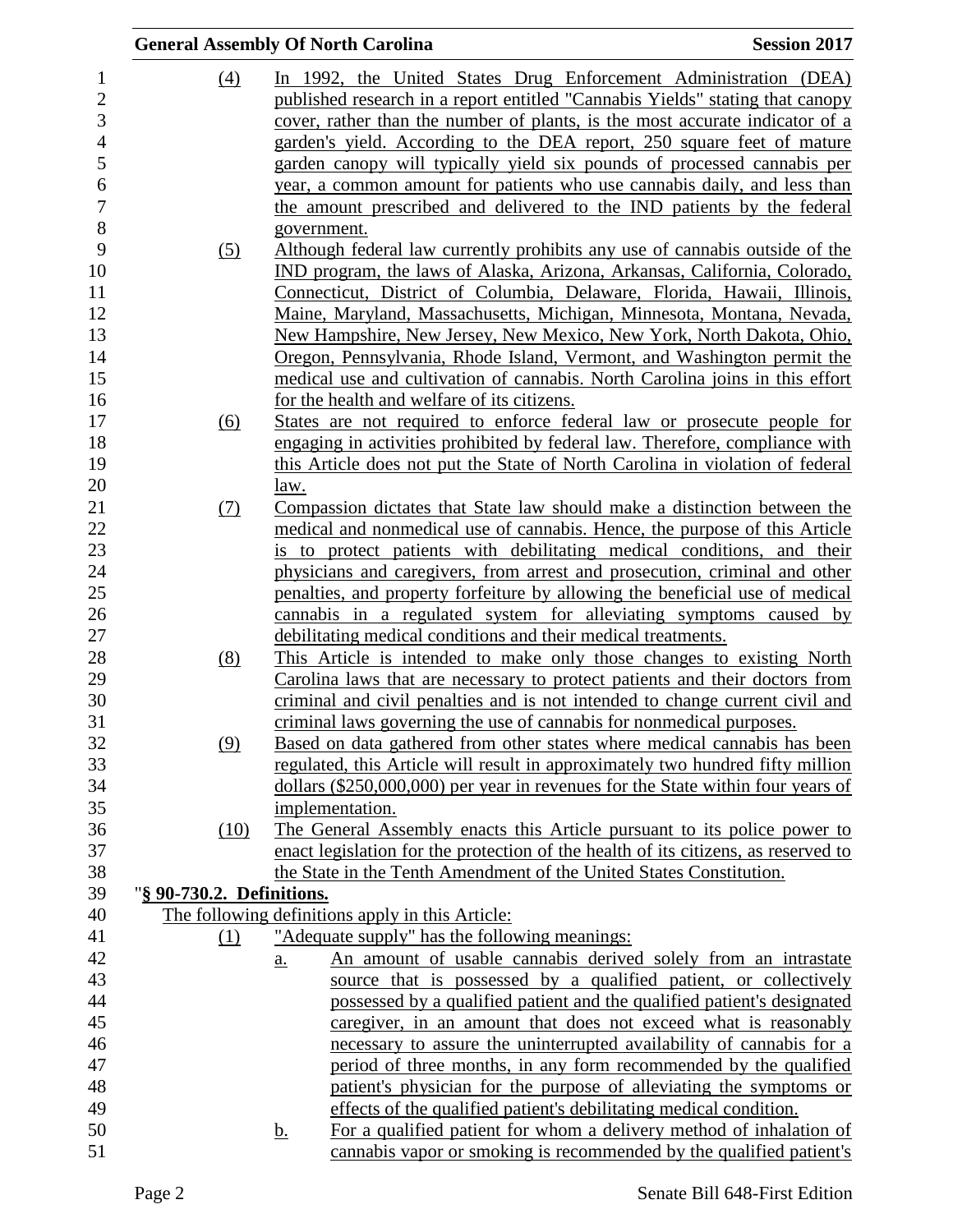(4) In 1992, the United States Drug Enforcement Administration (DEA) published research in a report entitled "Cannabis Yields" stating that canopy cover, rather than the number of plants, is the most accurate indicator of a garden's yield. According to the DEA report, 250 square feet of mature garden canopy will typically yield six pounds of processed cannabis per year, a common amount for patients who use cannabis daily, and less than the amount prescribed and delivered to the IND patients by the federal government.

(5) Although federal law currently prohibits any use of cannabis outside of the IND program, the laws of Alaska, Arizona, Arkansas, California, Colorado, Connecticut, District of Columbia, Delaware, Florida, Hawaii, Illinois, Maine, Maryland, Massachusetts, Michigan, Minnesota, Montana, Nevada, New Hampshire, New Jersey, New Mexico, New York, North Dakota, Ohio, Oregon, Pennsylvania, Rhode Island, Vermont, and Washington permit the medical use and cultivation of cannabis. North Carolina joins in this effort for the health and welfare of its citizens.

(6) States are not required to enforce federal law or prosecute people for engaging in activities prohibited by federal law. Therefore, compliance with this Article does not put the State of North Carolina in violation of federal law.

(7) Compassion dictates that State law should make a distinction between the medical and nonmedical use of cannabis. Hence, the purpose of this Article is to protect patients with debilitating medical conditions, and their physicians and caregivers, from arrest and prosecution, criminal and other penalties, and property forfeiture by allowing the beneficial use of medical cannabis in a regulated system for alleviating symptoms caused by debilitating medical conditions and their medical treatments.

(8) This Article is intended to make only those changes to existing North Carolina laws that are necessary to protect patients and their doctors from criminal and civil penalties and is not intended to change current civil and criminal laws governing the use of cannabis for nonmedical purposes.

(9) Based on data gathered from other states where medical cannabis has been regulated, this Article will result in approximately two hundred fifty million dollars ($250,000,000) per year in revenues for the State within four years of implementation.

(10) The General Assembly enacts this Article pursuant to its police power to enact legislation for the protection of the health of its citizens, as reserved to the State in the Tenth Amendment of the United States Constitution.

"**§ 90-730.2. Definitions.**

The following definitions apply in this Article:

(1) "Adequate supply" has the following meanings:

a. An amount of usable cannabis derived solely from an intrastate source that is possessed by a qualified patient, or collectively possessed by a qualified patient and the qualified patient's designated caregiver, in an amount that does not exceed what is reasonably necessary to assure the uninterrupted availability of cannabis for a period of three months, in any form recommended by the qualified patient's physician for the purpose of alleviating the symptoms or effects of the qualified patient's debilitating medical condition.

b. For a qualified patient for whom a delivery method of inhalation of cannabis vapor or smoking is recommended by the qualified patient's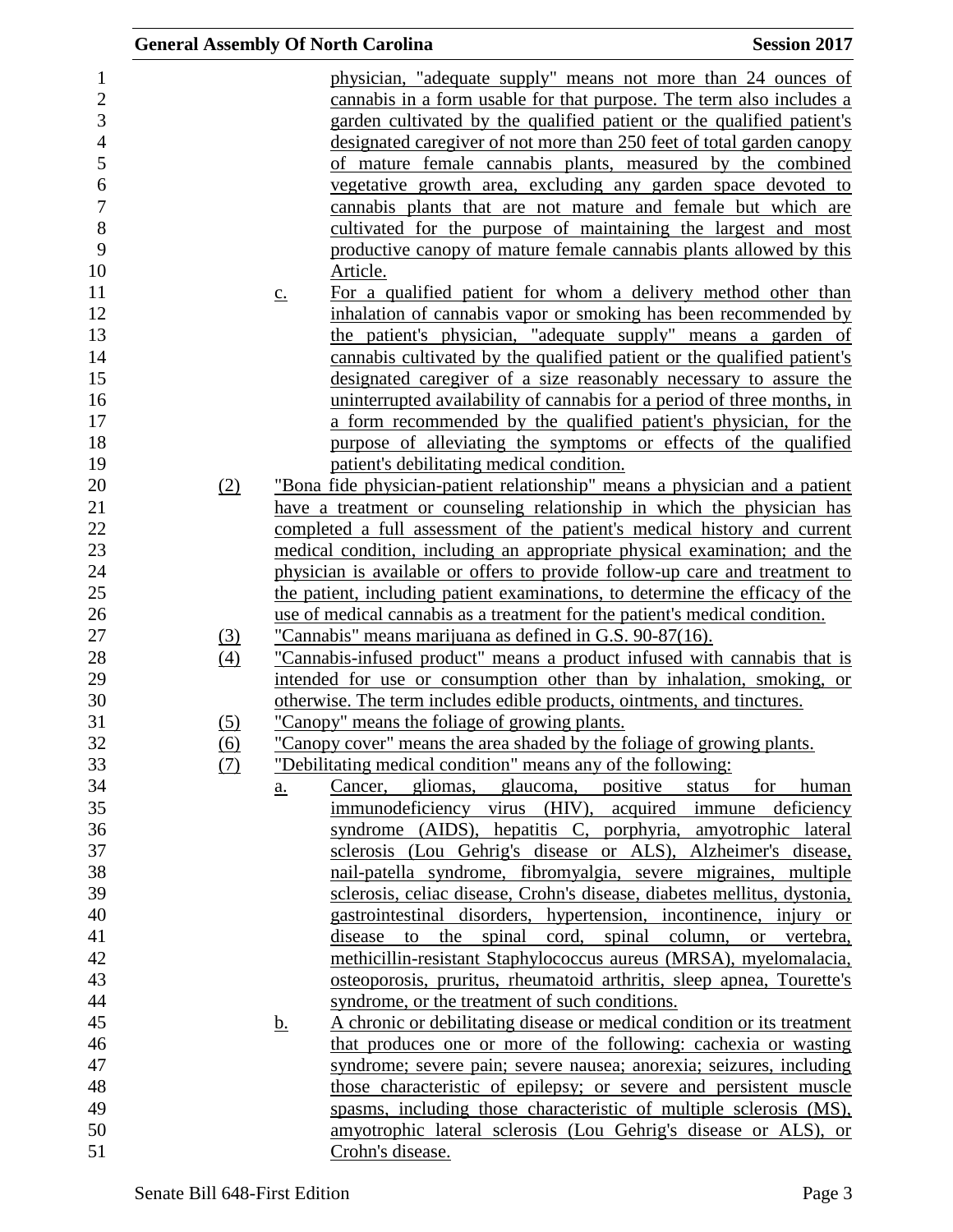physician, "adequate supply" means not more than 24 ounces of cannabis in a form usable for that purpose. The term also includes a garden cultivated by the qualified patient or the qualified patient's designated caregiver of not more than 250 feet of total garden canopy of mature female cannabis plants, measured by the combined vegetative growth area, excluding any garden space devoted to cannabis plants that are not mature and female but which are cultivated for the purpose of maintaining the largest and most productive canopy of mature female cannabis plants allowed by this Article.

c. For a qualified patient for whom a delivery method other than inhalation of cannabis vapor or smoking has been recommended by the patient's physician, "adequate supply" means a garden of cannabis cultivated by the qualified patient or the qualified patient's designated caregiver of a size reasonably necessary to assure the uninterrupted availability of cannabis for a period of three months, in a form recommended by the qualified patient's physician, for the purpose of alleviating the symptoms or effects of the qualified patient's debilitating medical condition.

(2) "Bona fide physician-patient relationship" means a physician and a patient have a treatment or counseling relationship in which the physician has completed a full assessment of the patient's medical history and current medical condition, including an appropriate physical examination; and the physician is available or offers to provide follow-up care and treatment to the patient, including patient examinations, to determine the efficacy of the use of medical cannabis as a treatment for the patient's medical condition.

(3) "Cannabis" means marijuana as defined in G.S. 90-87(16).

(4) "Cannabis-infused product" means a product infused with cannabis that is intended for use or consumption other than by inhalation, smoking, or otherwise. The term includes edible products, ointments, and tinctures.

(5) "Canopy" means the foliage of growing plants.

(6) "Canopy cover" means the area shaded by the foliage of growing plants.

(7) "Debilitating medical condition" means any of the following:

a. Cancer, gliomas, glaucoma, positive status for human immunodeficiency virus (HIV), acquired immune deficiency syndrome (AIDS), hepatitis C, porphyria, amyotrophic lateral sclerosis (Lou Gehrig's disease or ALS), Alzheimer's disease, nail-patella syndrome, fibromyalgia, severe migraines, multiple sclerosis, celiac disease, Crohn's disease, diabetes mellitus, dystonia, gastrointestinal disorders, hypertension, incontinence, injury or disease to the spinal cord, spinal column, or vertebra, methicillin-resistant Staphylococcus aureus (MRSA), myelomalacia, osteoporosis, pruritus, rheumatoid arthritis, sleep apnea, Tourette's syndrome, or the treatment of such conditions.

b. A chronic or debilitating disease or medical condition or its treatment that produces one or more of the following: cachexia or wasting syndrome; severe pain; severe nausea; anorexia; seizures, including those characteristic of epilepsy; or severe and persistent muscle spasms, including those characteristic of multiple sclerosis (MS), amyotrophic lateral sclerosis (Lou Gehrig's disease or ALS), or Crohn's disease.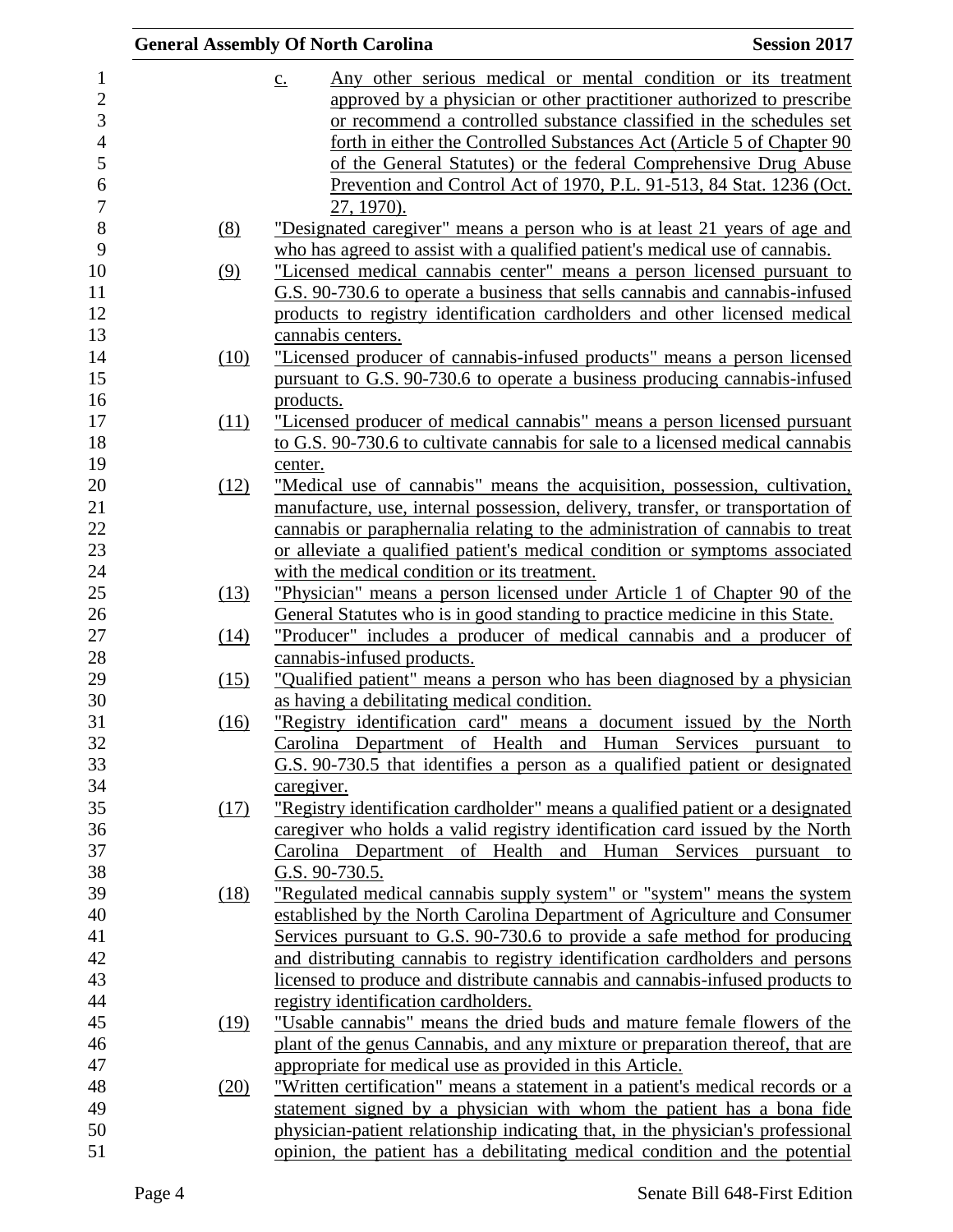c. Any other serious medical or mental condition or its treatment approved by a physician or other practitioner authorized to prescribe or recommend a controlled substance classified in the schedules set forth in either the Controlled Substances Act (Article 5 of Chapter 90 of the General Statutes) or the federal Comprehensive Drug Abuse Prevention and Control Act of 1970, P.L. 91-513, 84 Stat. 1236 (Oct. 27, 1970).

(8) "Designated caregiver" means a person who is at least 21 years of age and who has agreed to assist with a qualified patient's medical use of cannabis.

(9) "Licensed medical cannabis center" means a person licensed pursuant to G.S. 90-730.6 to operate a business that sells cannabis and cannabis-infused products to registry identification cardholders and other licensed medical cannabis centers.

(10) "Licensed producer of cannabis-infused products" means a person licensed pursuant to G.S. 90-730.6 to operate a business producing cannabis-infused products.

(11) "Licensed producer of medical cannabis" means a person licensed pursuant to G.S. 90-730.6 to cultivate cannabis for sale to a licensed medical cannabis center.

(12) "Medical use of cannabis" means the acquisition, possession, cultivation, manufacture, use, internal possession, delivery, transfer, or transportation of cannabis or paraphernalia relating to the administration of cannabis to treat or alleviate a qualified patient's medical condition or symptoms associated with the medical condition or its treatment.

(13) "Physician" means a person licensed under Article 1 of Chapter 90 of the General Statutes who is in good standing to practice medicine in this State.

(14) "Producer" includes a producer of medical cannabis and a producer of cannabis-infused products.

(15) "Qualified patient" means a person who has been diagnosed by a physician as having a debilitating medical condition.

(16) "Registry identification card" means a document issued by the North Carolina Department of Health and Human Services pursuant to G.S. 90-730.5 that identifies a person as a qualified patient or designated caregiver.

(17) "Registry identification cardholder" means a qualified patient or a designated caregiver who holds a valid registry identification card issued by the North Carolina Department of Health and Human Services pursuant to G.S. 90-730.5.

(18) "Regulated medical cannabis supply system" or "system" means the system established by the North Carolina Department of Agriculture and Consumer Services pursuant to G.S. 90-730.6 to provide a safe method for producing and distributing cannabis to registry identification cardholders and persons licensed to produce and distribute cannabis and cannabis-infused products to registry identification cardholders.

(19) "Usable cannabis" means the dried buds and mature female flowers of the plant of the genus Cannabis, and any mixture or preparation thereof, that are appropriate for medical use as provided in this Article.

(20) "Written certification" means a statement in a patient's medical records or a statement signed by a physician with whom the patient has a bona fide physician-patient relationship indicating that, in the physician's professional opinion, the patient has a debilitating medical condition and the potential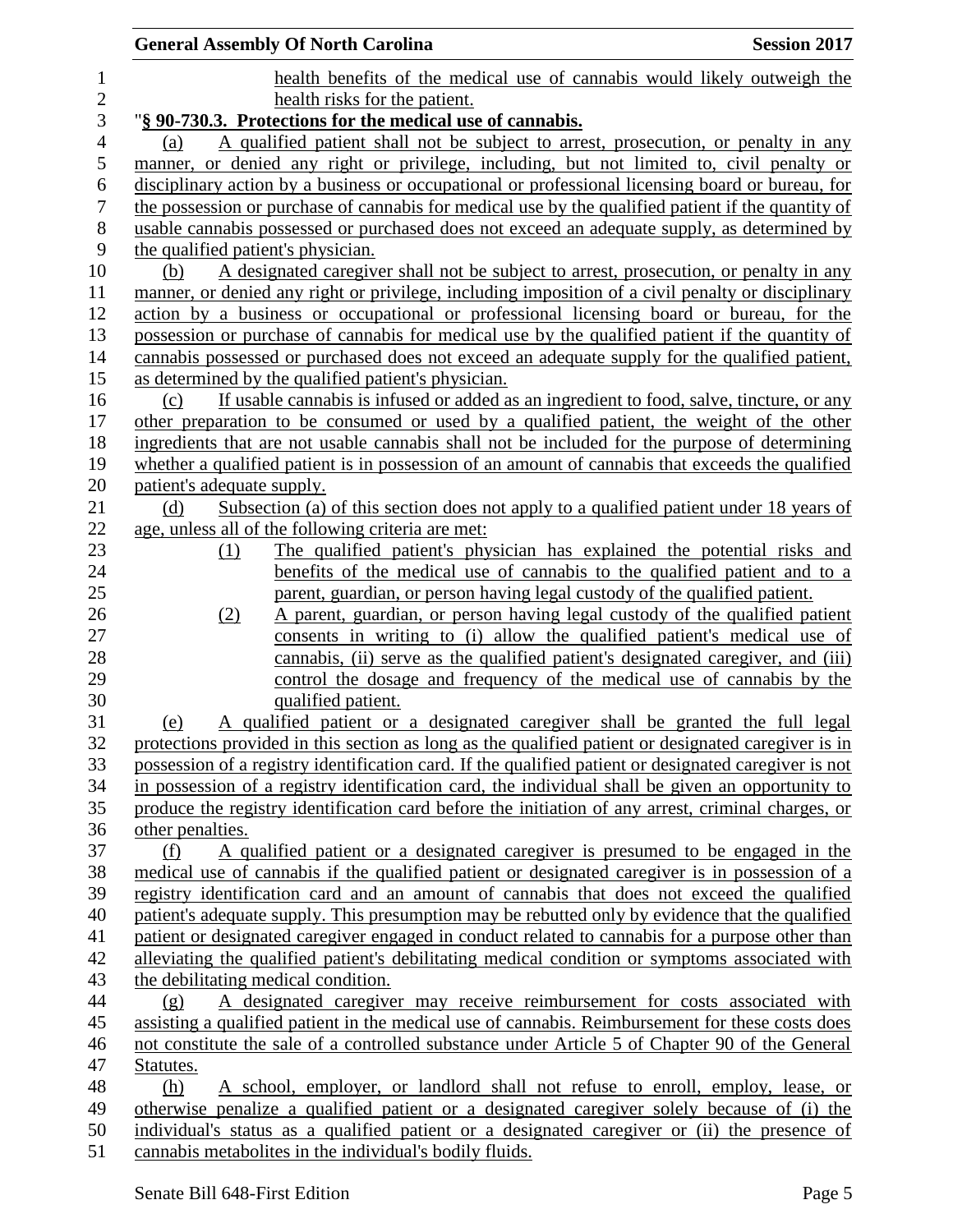health benefits of the medical use of cannabis would likely outweigh the health risks for the patient.

"**§ 90-730.3. Protections for the medical use of cannabis.**

(a) A qualified patient shall not be subject to arrest, prosecution, or penalty in any manner, or denied any right or privilege, including, but not limited to, civil penalty or disciplinary action by a business or occupational or professional licensing board or bureau, for the possession or purchase of cannabis for medical use by the qualified patient if the quantity of usable cannabis possessed or purchased does not exceed an adequate supply, as determined by the qualified patient's physician.

(b) A designated caregiver shall not be subject to arrest, prosecution, or penalty in any manner, or denied any right or privilege, including imposition of a civil penalty or disciplinary action by a business or occupational or professional licensing board or bureau, for the possession or purchase of cannabis for medical use by the qualified patient if the quantity of cannabis possessed or purchased does not exceed an adequate supply for the qualified patient, as determined by the qualified patient's physician.

(c) If usable cannabis is infused or added as an ingredient to food, salve, tincture, or any other preparation to be consumed or used by a qualified patient, the weight of the other ingredients that are not usable cannabis shall not be included for the purpose of determining whether a qualified patient is in possession of an amount of cannabis that exceeds the qualified patient's adequate supply.

(d) Subsection (a) of this section does not apply to a qualified patient under 18 years of age, unless all of the following criteria are met:

(1) The qualified patient's physician has explained the potential risks and benefits of the medical use of cannabis to the qualified patient and to a parent, guardian, or person having legal custody of the qualified patient.

(2) A parent, guardian, or person having legal custody of the qualified patient consents in writing to (i) allow the qualified patient's medical use of cannabis, (ii) serve as the qualified patient's designated caregiver, and (iii) control the dosage and frequency of the medical use of cannabis by the qualified patient.

(e) A qualified patient or a designated caregiver shall be granted the full legal protections provided in this section as long as the qualified patient or designated caregiver is in possession of a registry identification card. If the qualified patient or designated caregiver is not in possession of a registry identification card, the individual shall be given an opportunity to produce the registry identification card before the initiation of any arrest, criminal charges, or other penalties.

(f) A qualified patient or a designated caregiver is presumed to be engaged in the medical use of cannabis if the qualified patient or designated caregiver is in possession of a registry identification card and an amount of cannabis that does not exceed the qualified patient's adequate supply. This presumption may be rebutted only by evidence that the qualified patient or designated caregiver engaged in conduct related to cannabis for a purpose other than alleviating the qualified patient's debilitating medical condition or symptoms associated with the debilitating medical condition.

(g) A designated caregiver may receive reimbursement for costs associated with assisting a qualified patient in the medical use of cannabis. Reimbursement for these costs does not constitute the sale of a controlled substance under Article 5 of Chapter 90 of the General Statutes.

(h) A school, employer, or landlord shall not refuse to enroll, employ, lease, or otherwise penalize a qualified patient or a designated caregiver solely because of (i) the individual's status as a qualified patient or a designated caregiver or (ii) the presence of cannabis metabolites in the individual's bodily fluids.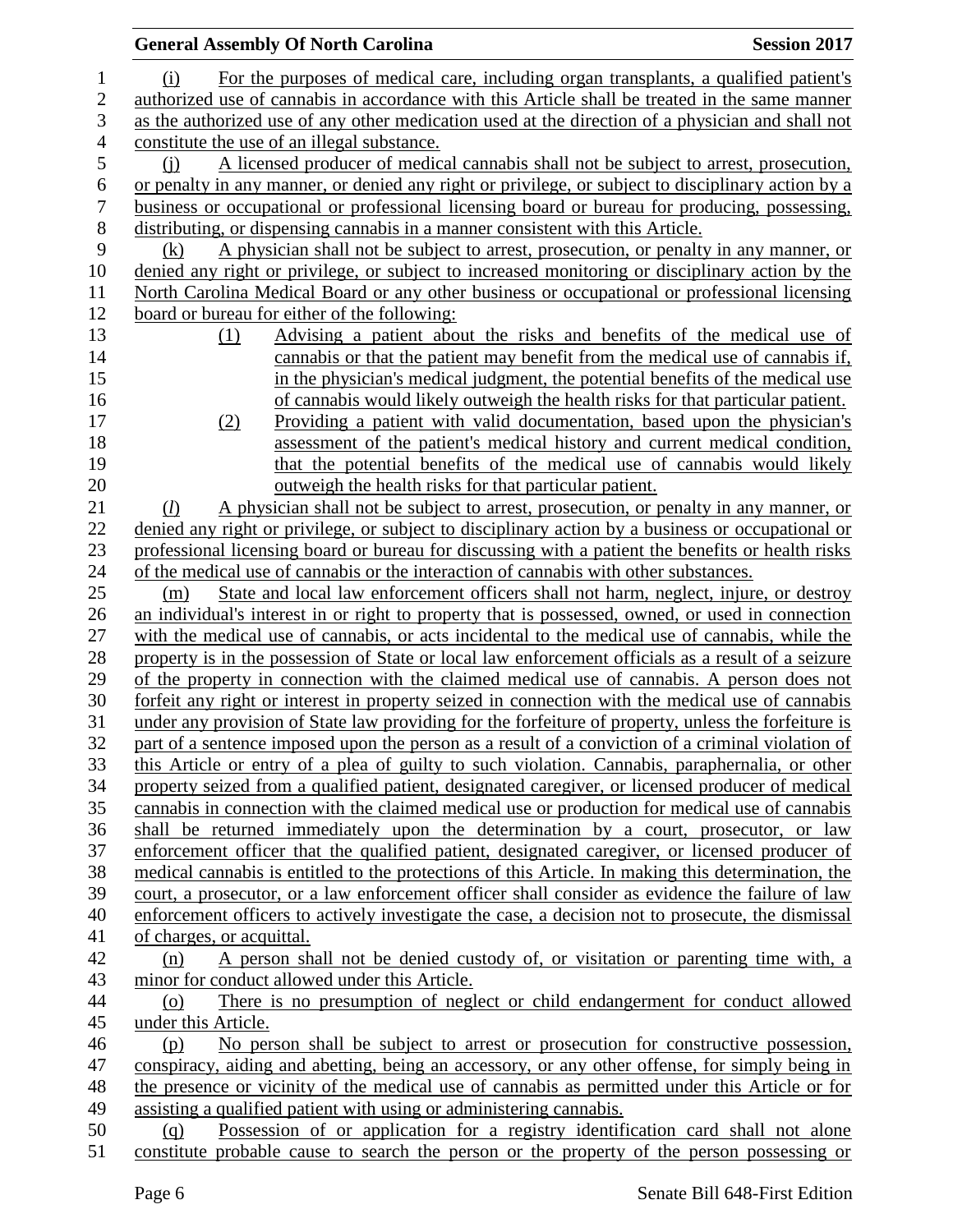(i) For the purposes of medical care, including organ transplants, a qualified patient's authorized use of cannabis in accordance with this Article shall be treated in the same manner as the authorized use of any other medication used at the direction of a physician and shall not constitute the use of an illegal substance.

(j) A licensed producer of medical cannabis shall not be subject to arrest, prosecution, or penalty in any manner, or denied any right or privilege, or subject to disciplinary action by a business or occupational or professional licensing board or bureau for producing, possessing, distributing, or dispensing cannabis in a manner consistent with this Article.

(k) A physician shall not be subject to arrest, prosecution, or penalty in any manner, or denied any right or privilege, or subject to increased monitoring or disciplinary action by the North Carolina Medical Board or any other business or occupational or professional licensing board or bureau for either of the following:

(1) Advising a patient about the risks and benefits of the medical use of cannabis or that the patient may benefit from the medical use of cannabis if, in the physician's medical judgment, the potential benefits of the medical use of cannabis would likely outweigh the health risks for that particular patient.

(2) Providing a patient with valid documentation, based upon the physician's assessment of the patient's medical history and current medical condition, that the potential benefits of the medical use of cannabis would likely outweigh the health risks for that particular patient.

(*l*) A physician shall not be subject to arrest, prosecution, or penalty in any manner, or denied any right or privilege, or subject to disciplinary action by a business or occupational or professional licensing board or bureau for discussing with a patient the benefits or health risks of the medical use of cannabis or the interaction of cannabis with other substances.

(m) State and local law enforcement officers shall not harm, neglect, injure, or destroy an individual's interest in or right to property that is possessed, owned, or used in connection with the medical use of cannabis, or acts incidental to the medical use of cannabis, while the property is in the possession of State or local law enforcement officials as a result of a seizure of the property in connection with the claimed medical use of cannabis. A person does not forfeit any right or interest in property seized in connection with the medical use of cannabis under any provision of State law providing for the forfeiture of property, unless the forfeiture is part of a sentence imposed upon the person as a result of a conviction of a criminal violation of this Article or entry of a plea of guilty to such violation. Cannabis, paraphernalia, or other property seized from a qualified patient, designated caregiver, or licensed producer of medical cannabis in connection with the claimed medical use or production for medical use of cannabis shall be returned immediately upon the determination by a court, prosecutor, or law enforcement officer that the qualified patient, designated caregiver, or licensed producer of medical cannabis is entitled to the protections of this Article. In making this determination, the court, a prosecutor, or a law enforcement officer shall consider as evidence the failure of law enforcement officers to actively investigate the case, a decision not to prosecute, the dismissal of charges, or acquittal.

(n) A person shall not be denied custody of, or visitation or parenting time with, a minor for conduct allowed under this Article.

(o) There is no presumption of neglect or child endangerment for conduct allowed under this Article.

(p) No person shall be subject to arrest or prosecution for constructive possession, conspiracy, aiding and abetting, being an accessory, or any other offense, for simply being in the presence or vicinity of the medical use of cannabis as permitted under this Article or for assisting a qualified patient with using or administering cannabis.

(q) Possession of or application for a registry identification card shall not alone constitute probable cause to search the person or the property of the person possessing or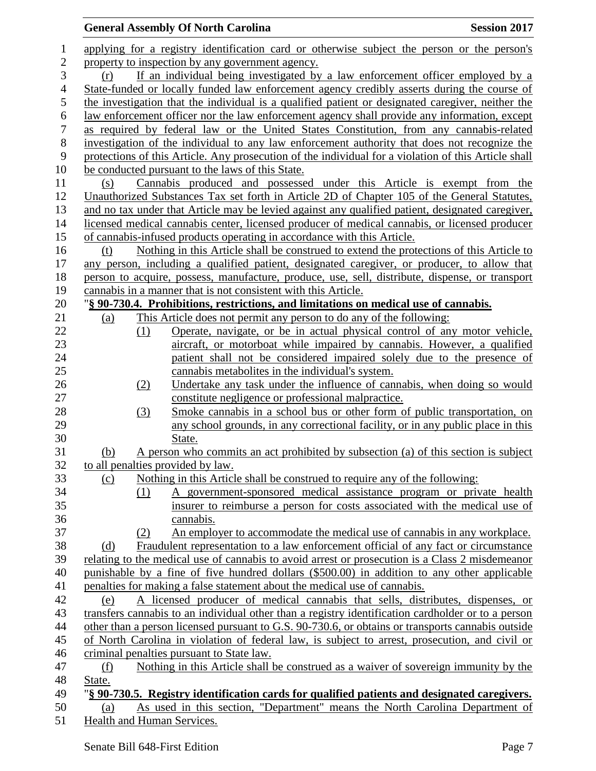applying for a registry identification card or otherwise subject the person or the person's property to inspection by any government agency.

(r) If an individual being investigated by a law enforcement officer employed by a State-funded or locally funded law enforcement agency credibly asserts during the course of the investigation that the individual is a qualified patient or designated caregiver, neither the law enforcement officer nor the law enforcement agency shall provide any information, except as required by federal law or the United States Constitution, from any cannabis-related investigation of the individual to any law enforcement authority that does not recognize the protections of this Article. Any prosecution of the individual for a violation of this Article shall be conducted pursuant to the laws of this State.

(s) Cannabis produced and possessed under this Article is exempt from the Unauthorized Substances Tax set forth in Article 2D of Chapter 105 of the General Statutes, and no tax under that Article may be levied against any qualified patient, designated caregiver, licensed medical cannabis center, licensed producer of medical cannabis, or licensed producer of cannabis-infused products operating in accordance with this Article.

(t) Nothing in this Article shall be construed to extend the protections of this Article to any person, including a qualified patient, designated caregiver, or producer, to allow that person to acquire, possess, manufacture, produce, use, sell, distribute, dispense, or transport cannabis in a manner that is not consistent with this Article.

"**§ 90-730.4. Prohibitions, restrictions, and limitations on medical use of cannabis.**

(a) This Article does not permit any person to do any of the following:

(1) Operate, navigate, or be in actual physical control of any motor vehicle, aircraft, or motorboat while impaired by cannabis. However, a qualified patient shall not be considered impaired solely due to the presence of cannabis metabolites in the individual's system.

(2) Undertake any task under the influence of cannabis, when doing so would constitute negligence or professional malpractice.

(3) Smoke cannabis in a school bus or other form of public transportation, on any school grounds, in any correctional facility, or in any public place in this State.

(b) A person who commits an act prohibited by subsection (a) of this section is subject to all penalties provided by law.

(c) Nothing in this Article shall be construed to require any of the following:

(1) A government-sponsored medical assistance program or private health insurer to reimburse a person for costs associated with the medical use of cannabis.

(2) An employer to accommodate the medical use of cannabis in any workplace.

(d) Fraudulent representation to a law enforcement official of any fact or circumstance relating to the medical use of cannabis to avoid arrest or prosecution is a Class 2 misdemeanor punishable by a fine of five hundred dollars ($500.00) in addition to any other applicable penalties for making a false statement about the medical use of cannabis.

(e) A licensed producer of medical cannabis that sells, distributes, dispenses, or transfers cannabis to an individual other than a registry identification cardholder or to a person other than a person licensed pursuant to G.S. 90-730.6, or obtains or transports cannabis outside of North Carolina in violation of federal law, is subject to arrest, prosecution, and civil or criminal penalties pursuant to State law.

(f) Nothing in this Article shall be construed as a waiver of sovereign immunity by the State.

"**§ 90-730.5. Registry identification cards for qualified patients and designated caregivers.**

(a) As used in this section, "Department" means the North Carolina Department of Health and Human Services.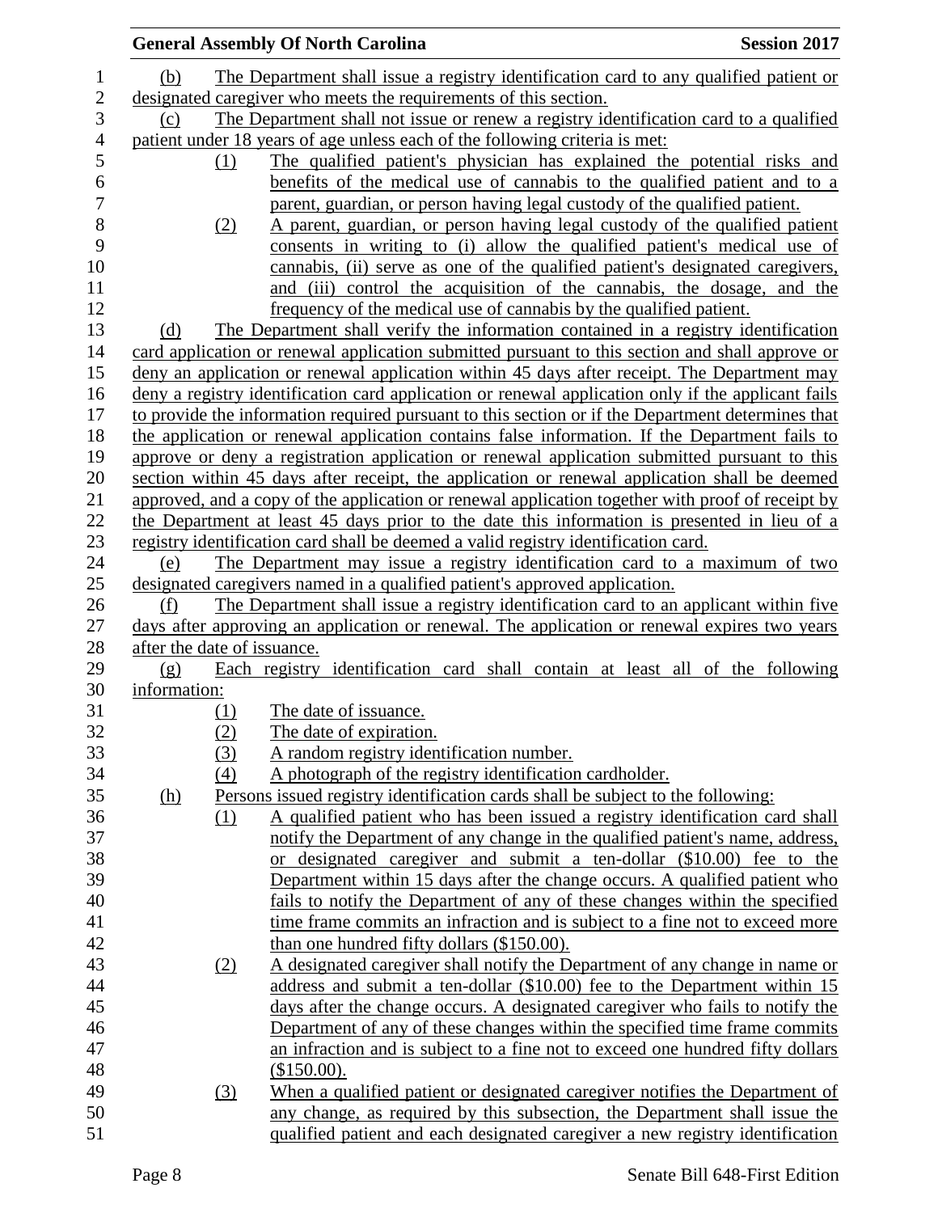(b) The Department shall issue a registry identification card to any qualified patient or designated caregiver who meets the requirements of this section.

(c) The Department shall not issue or renew a registry identification card to a qualified patient under 18 years of age unless each of the following criteria is met:

(1) The qualified patient's physician has explained the potential risks and benefits of the medical use of cannabis to the qualified patient and to a parent, guardian, or person having legal custody of the qualified patient.

(2) A parent, guardian, or person having legal custody of the qualified patient consents in writing to (i) allow the qualified patient's medical use of cannabis, (ii) serve as one of the qualified patient's designated caregivers, and (iii) control the acquisition of the cannabis, the dosage, and the frequency of the medical use of cannabis by the qualified patient.

(d) The Department shall verify the information contained in a registry identification card application or renewal application submitted pursuant to this section and shall approve or deny an application or renewal application within 45 days after receipt. The Department may deny a registry identification card application or renewal application only if the applicant fails to provide the information required pursuant to this section or if the Department determines that the application or renewal application contains false information. If the Department fails to approve or deny a registration application or renewal application submitted pursuant to this section within 45 days after receipt, the application or renewal application shall be deemed approved, and a copy of the application or renewal application together with proof of receipt by the Department at least 45 days prior to the date this information is presented in lieu of a registry identification card shall be deemed a valid registry identification card.

(e) The Department may issue a registry identification card to a maximum of two designated caregivers named in a qualified patient's approved application.

(f) The Department shall issue a registry identification card to an applicant within five days after approving an application or renewal. The application or renewal expires two years after the date of issuance.

(g) Each registry identification card shall contain at least all of the following information:

(1) The date of issuance.

(2) The date of expiration.

(3) A random registry identification number.

(4) A photograph of the registry identification cardholder.

(h) Persons issued registry identification cards shall be subject to the following:

(1) A qualified patient who has been issued a registry identification card shall notify the Department of any change in the qualified patient's name, address, or designated caregiver and submit a ten-dollar ($10.00) fee to the Department within 15 days after the change occurs. A qualified patient who fails to notify the Department of any of these changes within the specified time frame commits an infraction and is subject to a fine not to exceed more than one hundred fifty dollars ($150.00).

(2) A designated caregiver shall notify the Department of any change in name or address and submit a ten-dollar ($10.00) fee to the Department within 15 days after the change occurs. A designated caregiver who fails to notify the Department of any of these changes within the specified time frame commits an infraction and is subject to a fine not to exceed one hundred fifty dollars ($150.00).

(3) When a qualified patient or designated caregiver notifies the Department of any change, as required by this subsection, the Department shall issue the qualified patient and each designated caregiver a new registry identification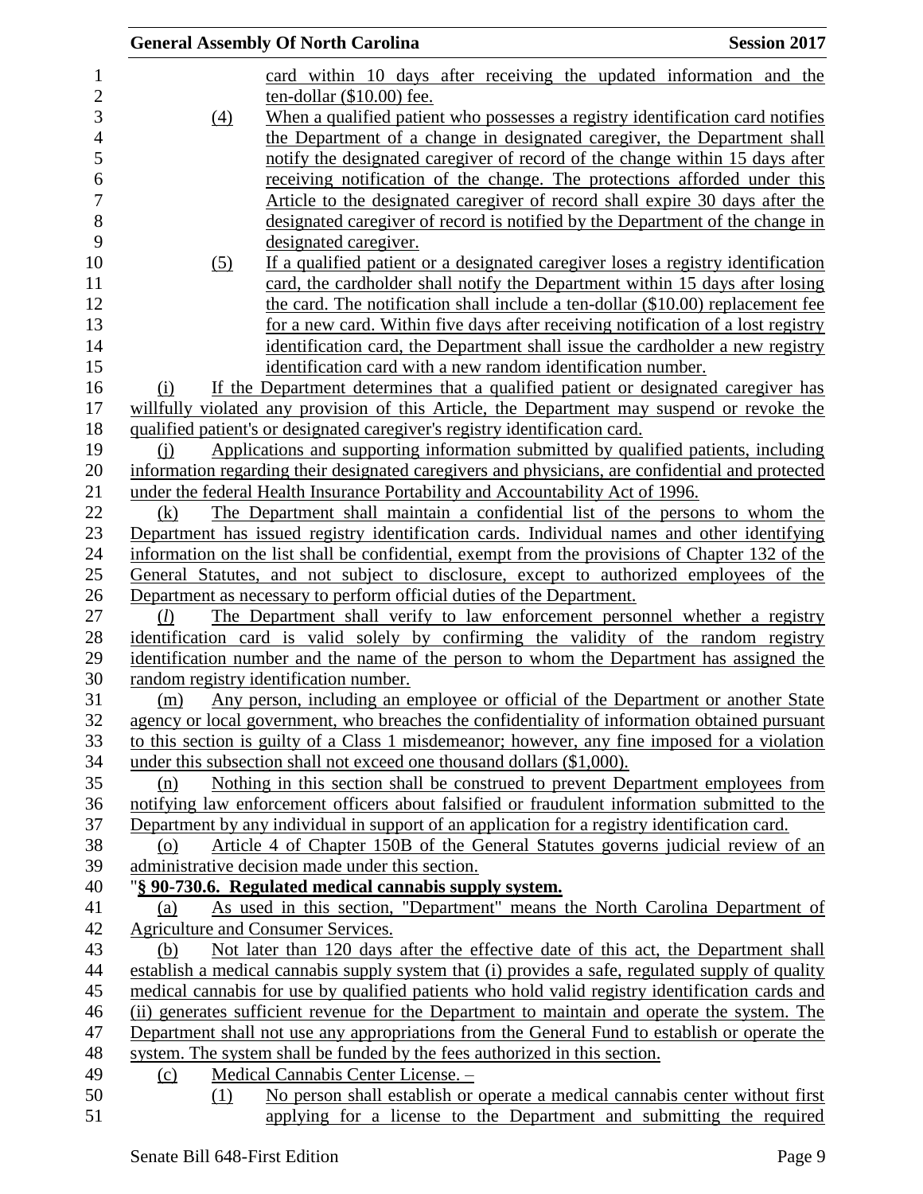card within 10 days after receiving the updated information and the ten-dollar ($10.00) fee.

(4) When a qualified patient who possesses a registry identification card notifies the Department of a change in designated caregiver, the Department shall notify the designated caregiver of record of the change within 15 days after receiving notification of the change. The protections afforded under this Article to the designated caregiver of record shall expire 30 days after the designated caregiver of record is notified by the Department of the change in designated caregiver.

(5) If a qualified patient or a designated caregiver loses a registry identification card, the cardholder shall notify the Department within 15 days after losing the card. The notification shall include a ten-dollar ($10.00) replacement fee for a new card. Within five days after receiving notification of a lost registry identification card, the Department shall issue the cardholder a new registry identification card with a new random identification number.

(i) If the Department determines that a qualified patient or designated caregiver has willfully violated any provision of this Article, the Department may suspend or revoke the qualified patient's or designated caregiver's registry identification card.

(j) Applications and supporting information submitted by qualified patients, including information regarding their designated caregivers and physicians, are confidential and protected under the federal Health Insurance Portability and Accountability Act of 1996.

(k) The Department shall maintain a confidential list of the persons to whom the Department has issued registry identification cards. Individual names and other identifying information on the list shall be confidential, exempt from the provisions of Chapter 132 of the General Statutes, and not subject to disclosure, except to authorized employees of the Department as necessary to perform official duties of the Department.

(*l*) The Department shall verify to law enforcement personnel whether a registry identification card is valid solely by confirming the validity of the random registry identification number and the name of the person to whom the Department has assigned the random registry identification number.

(m) Any person, including an employee or official of the Department or another State agency or local government, who breaches the confidentiality of information obtained pursuant to this section is guilty of a Class 1 misdemeanor; however, any fine imposed for a violation under this subsection shall not exceed one thousand dollars ($1,000).

(n) Nothing in this section shall be construed to prevent Department employees from notifying law enforcement officers about falsified or fraudulent information submitted to the Department by any individual in support of an application for a registry identification card.

(o) Article 4 of Chapter 150B of the General Statutes governs judicial review of an administrative decision made under this section.

"**§ 90-730.6. Regulated medical cannabis supply system.**

(a) As used in this section, "Department" means the North Carolina Department of Agriculture and Consumer Services.

(b) Not later than 120 days after the effective date of this act, the Department shall establish a medical cannabis supply system that (i) provides a safe, regulated supply of quality medical cannabis for use by qualified patients who hold valid registry identification cards and (ii) generates sufficient revenue for the Department to maintain and operate the system. The Department shall not use any appropriations from the General Fund to establish or operate the system. The system shall be funded by the fees authorized in this section.

(c) Medical Cannabis Center License. –

(1) No person shall establish or operate a medical cannabis center without first applying for a license to the Department and submitting the required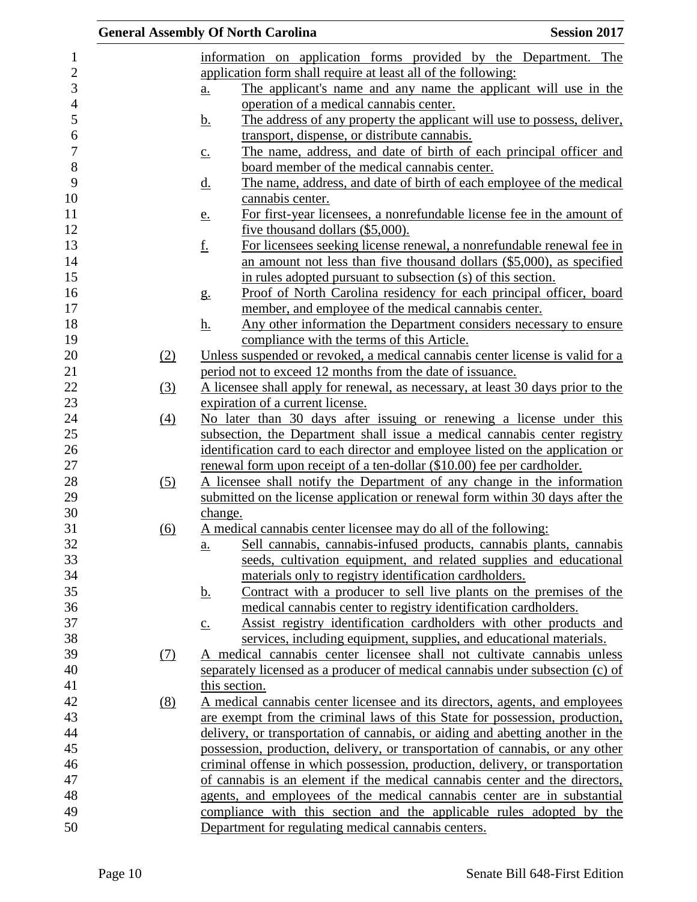information on application forms provided by the Department. The application form shall require at least all of the following:

a. The applicant's name and any name the applicant will use in the operation of a medical cannabis center.
b. The address of any property the applicant will use to possess, deliver, transport, dispense, or distribute cannabis.
c. The name, address, and date of birth of each principal officer and board member of the medical cannabis center.
d. The name, address, and date of birth of each employee of the medical cannabis center.
e. For first-year licensees, a nonrefundable license fee in the amount of five thousand dollars ($5,000).
f. For licensees seeking license renewal, a nonrefundable renewal fee in an amount not less than five thousand dollars ($5,000), as specified in rules adopted pursuant to subsection (s) of this section.
g. Proof of North Carolina residency for each principal officer, board member, and employee of the medical cannabis center.
h. Any other information the Department considers necessary to ensure compliance with the terms of this Article.

(2) Unless suspended or revoked, a medical cannabis center license is valid for a period not to exceed 12 months from the date of issuance.

(3) A licensee shall apply for renewal, as necessary, at least 30 days prior to the expiration of a current license.

(4) No later than 30 days after issuing or renewing a license under this subsection, the Department shall issue a medical cannabis center registry identification card to each director and employee listed on the application or renewal form upon receipt of a ten-dollar ($10.00) fee per cardholder.

(5) A licensee shall notify the Department of any change in the information submitted on the license application or renewal form within 30 days after the change.

(6) A medical cannabis center licensee may do all of the following:

a. Sell cannabis, cannabis-infused products, cannabis plants, cannabis seeds, cultivation equipment, and related supplies and educational materials only to registry identification cardholders.
b. Contract with a producer to sell live plants on the premises of the medical cannabis center to registry identification cardholders.
c. Assist registry identification cardholders with other products and services, including equipment, supplies, and educational materials.

(7) A medical cannabis center licensee shall not cultivate cannabis unless separately licensed as a producer of medical cannabis under subsection (c) of this section.

(8) A medical cannabis center licensee and its directors, agents, and employees are exempt from the criminal laws of this State for possession, production, delivery, or transportation of cannabis, or aiding and abetting another in the possession, production, delivery, or transportation of cannabis, or any other criminal offense in which possession, production, delivery, or transportation of cannabis is an element if the medical cannabis center and the directors, agents, and employees of the medical cannabis center are in substantial compliance with this section and the applicable rules adopted by the Department for regulating medical cannabis centers.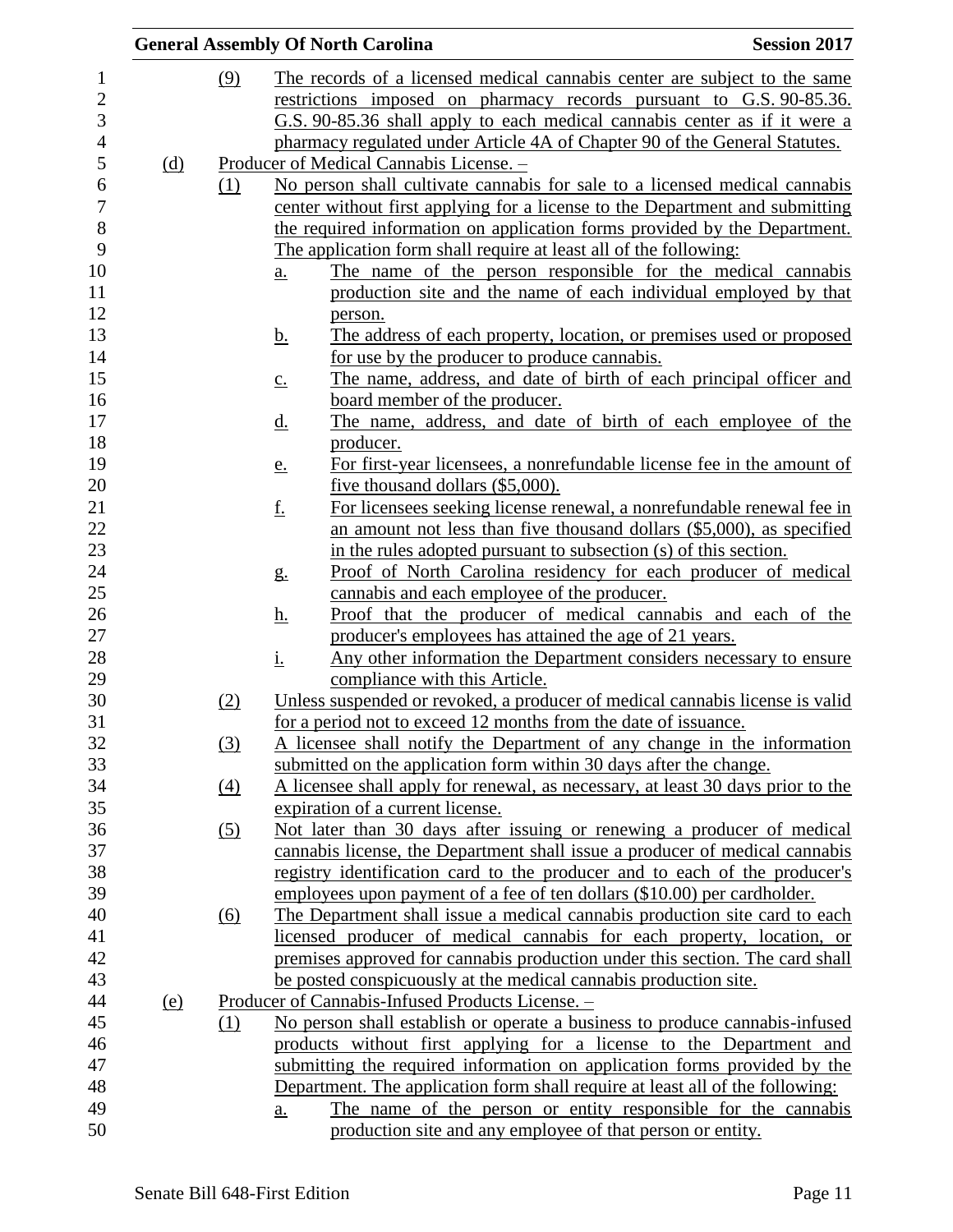(9) The records of a licensed medical cannabis center are subject to the same restrictions imposed on pharmacy records pursuant to G.S. 90-85.36. G.S. 90-85.36 shall apply to each medical cannabis center as if it were a pharmacy regulated under Article 4A of Chapter 90 of the General Statutes.

(d) Producer of Medical Cannabis License. –

(1) No person shall cultivate cannabis for sale to a licensed medical cannabis center without first applying for a license to the Department and submitting the required information on application forms provided by the Department. The application form shall require at least all of the following:

a. The name of the person responsible for the medical cannabis production site and the name of each individual employed by that person.

b. The address of each property, location, or premises used or proposed for use by the producer to produce cannabis.

c. The name, address, and date of birth of each principal officer and board member of the producer.

d. The name, address, and date of birth of each employee of the producer.

e. For first-year licensees, a nonrefundable license fee in the amount of five thousand dollars ($5,000).

f. For licensees seeking license renewal, a nonrefundable renewal fee in an amount not less than five thousand dollars ($5,000), as specified in the rules adopted pursuant to subsection (s) of this section.

g. Proof of North Carolina residency for each producer of medical cannabis and each employee of the producer.

h. Proof that the producer of medical cannabis and each of the producer's employees has attained the age of 21 years.

i. Any other information the Department considers necessary to ensure compliance with this Article.

(2) Unless suspended or revoked, a producer of medical cannabis license is valid for a period not to exceed 12 months from the date of issuance.

(3) A licensee shall notify the Department of any change in the information submitted on the application form within 30 days after the change.

(4) A licensee shall apply for renewal, as necessary, at least 30 days prior to the expiration of a current license.

(5) Not later than 30 days after issuing or renewing a producer of medical cannabis license, the Department shall issue a producer of medical cannabis registry identification card to the producer and to each of the producer's employees upon payment of a fee of ten dollars ($10.00) per cardholder.

(6) The Department shall issue a medical cannabis production site card to each licensed producer of medical cannabis for each property, location, or premises approved for cannabis production under this section. The card shall be posted conspicuously at the medical cannabis production site.

(e) Producer of Cannabis-Infused Products License. –

(1) No person shall establish or operate a business to produce cannabis-infused products without first applying for a license to the Department and submitting the required information on application forms provided by the Department. The application form shall require at least all of the following:

a. The name of the person or entity responsible for the cannabis production site and any employee of that person or entity.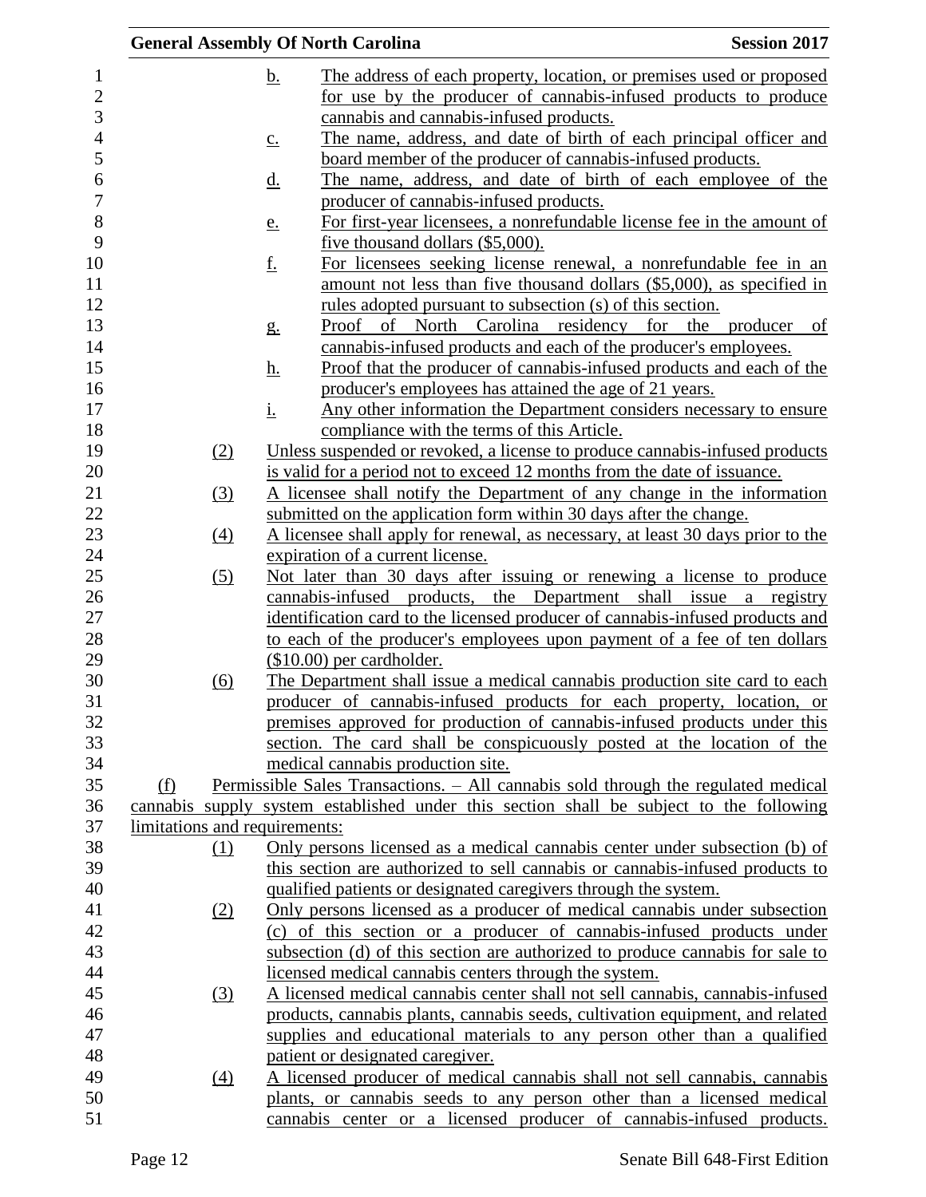b. The address of each property, location, or premises used or proposed for use by the producer of cannabis-infused products to produce cannabis and cannabis-infused products.

c. The name, address, and date of birth of each principal officer and board member of the producer of cannabis-infused products.

d. The name, address, and date of birth of each employee of the producer of cannabis-infused products.

e. For first-year licensees, a nonrefundable license fee in the amount of five thousand dollars ($5,000).

f. For licensees seeking license renewal, a nonrefundable fee in an amount not less than five thousand dollars ($5,000), as specified in rules adopted pursuant to subsection (s) of this section.

g. Proof of North Carolina residency for the producer of cannabis-infused products and each of the producer's employees.

h. Proof that the producer of cannabis-infused products and each of the producer's employees has attained the age of 21 years.

i. Any other information the Department considers necessary to ensure compliance with the terms of this Article.

(2) Unless suspended or revoked, a license to produce cannabis-infused products is valid for a period not to exceed 12 months from the date of issuance.

(3) A licensee shall notify the Department of any change in the information submitted on the application form within 30 days after the change.

(4) A licensee shall apply for renewal, as necessary, at least 30 days prior to the expiration of a current license.

(5) Not later than 30 days after issuing or renewing a license to produce cannabis-infused products, the Department shall issue a registry identification card to the licensed producer of cannabis-infused products and to each of the producer's employees upon payment of a fee of ten dollars ($10.00) per cardholder.

(6) The Department shall issue a medical cannabis production site card to each producer of cannabis-infused products for each property, location, or premises approved for production of cannabis-infused products under this section. The card shall be conspicuously posted at the location of the medical cannabis production site.

(f) Permissible Sales Transactions. – All cannabis sold through the regulated medical cannabis supply system established under this section shall be subject to the following limitations and requirements:

(1) Only persons licensed as a medical cannabis center under subsection (b) of this section are authorized to sell cannabis or cannabis-infused products to qualified patients or designated caregivers through the system.

(2) Only persons licensed as a producer of medical cannabis under subsection (c) of this section or a producer of cannabis-infused products under subsection (d) of this section are authorized to produce cannabis for sale to licensed medical cannabis centers through the system.

(3) A licensed medical cannabis center shall not sell cannabis, cannabis-infused products, cannabis plants, cannabis seeds, cultivation equipment, and related supplies and educational materials to any person other than a qualified patient or designated caregiver.

(4) A licensed producer of medical cannabis shall not sell cannabis, cannabis plants, or cannabis seeds to any person other than a licensed medical cannabis center or a licensed producer of cannabis-infused products.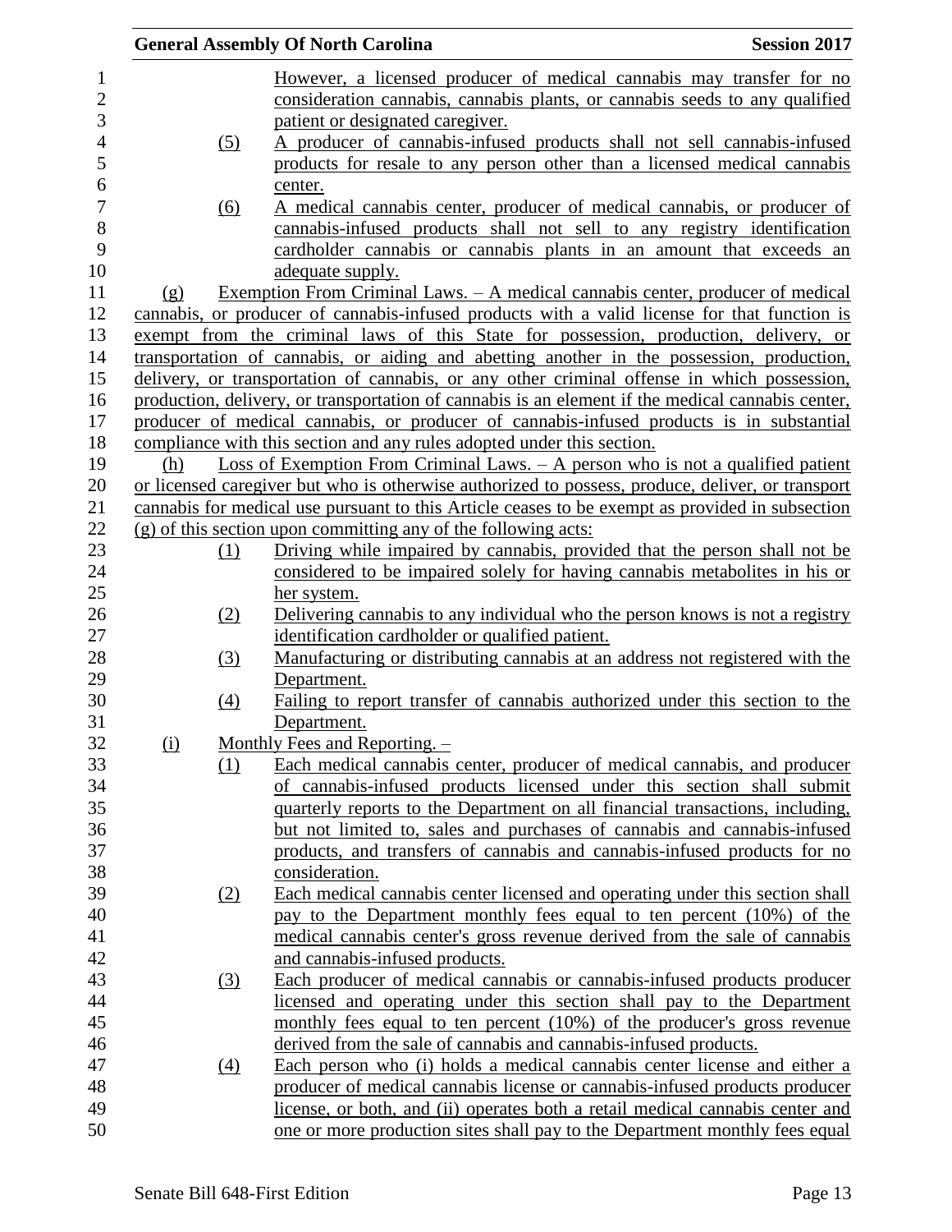However, a licensed producer of medical cannabis may transfer for no consideration cannabis, cannabis plants, or cannabis seeds to any qualified patient or designated caregiver.

(5) A producer of cannabis-infused products shall not sell cannabis-infused products for resale to any person other than a licensed medical cannabis center.

(6) A medical cannabis center, producer of medical cannabis, or producer of cannabis-infused products shall not sell to any registry identification cardholder cannabis or cannabis plants in an amount that exceeds an adequate supply.

(g) Exemption From Criminal Laws. – A medical cannabis center, producer of medical cannabis, or producer of cannabis-infused products with a valid license for that function is exempt from the criminal laws of this State for possession, production, delivery, or transportation of cannabis, or aiding and abetting another in the possession, production, delivery, or transportation of cannabis, or any other criminal offense in which possession, production, delivery, or transportation of cannabis is an element if the medical cannabis center, producer of medical cannabis, or producer of cannabis-infused products is in substantial compliance with this section and any rules adopted under this section.

(h) Loss of Exemption From Criminal Laws. – A person who is not a qualified patient or licensed caregiver but who is otherwise authorized to possess, produce, deliver, or transport cannabis for medical use pursuant to this Article ceases to be exempt as provided in subsection (g) of this section upon committing any of the following acts:

(1) Driving while impaired by cannabis, provided that the person shall not be considered to be impaired solely for having cannabis metabolites in his or her system.

(2) Delivering cannabis to any individual who the person knows is not a registry identification cardholder or qualified patient.

(3) Manufacturing or distributing cannabis at an address not registered with the Department.

(4) Failing to report transfer of cannabis authorized under this section to the Department.

(i) Monthly Fees and Reporting. –

(1) Each medical cannabis center, producer of medical cannabis, and producer of cannabis-infused products licensed under this section shall submit quarterly reports to the Department on all financial transactions, including, but not limited to, sales and purchases of cannabis and cannabis-infused products, and transfers of cannabis and cannabis-infused products for no consideration.

(2) Each medical cannabis center licensed and operating under this section shall pay to the Department monthly fees equal to ten percent (10%) of the medical cannabis center's gross revenue derived from the sale of cannabis and cannabis-infused products.

(3) Each producer of medical cannabis or cannabis-infused products producer licensed and operating under this section shall pay to the Department monthly fees equal to ten percent (10%) of the producer's gross revenue derived from the sale of cannabis and cannabis-infused products.

(4) Each person who (i) holds a medical cannabis center license and either a producer of medical cannabis license or cannabis-infused products producer license, or both, and (ii) operates both a retail medical cannabis center and one or more production sites shall pay to the Department monthly fees equal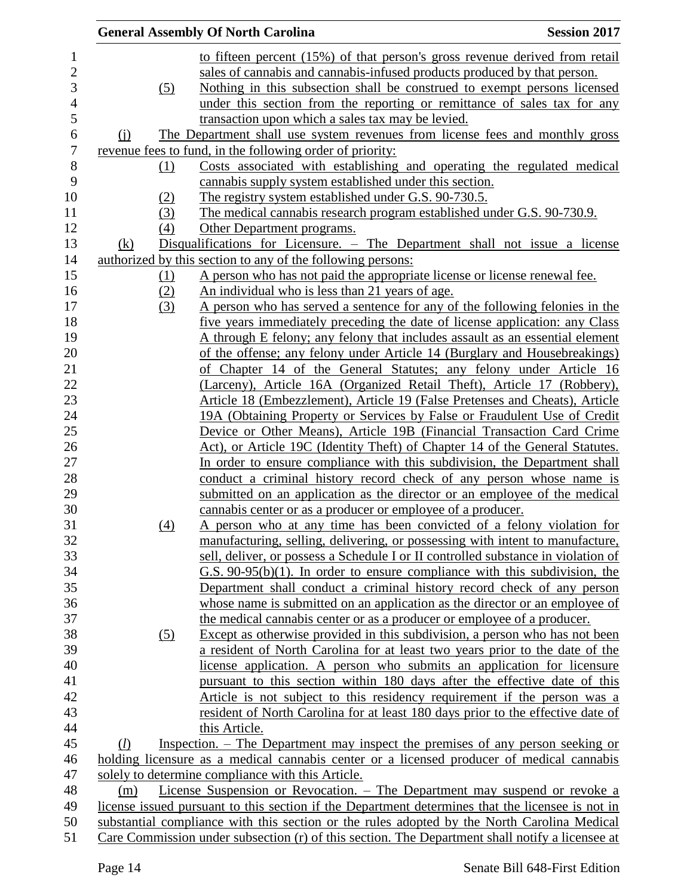to fifteen percent (15%) of that person's gross revenue derived from retail sales of cannabis and cannabis-infused products produced by that person.

(5) Nothing in this subsection shall be construed to exempt persons licensed under this section from the reporting or remittance of sales tax for any transaction upon which a sales tax may be levied.

(j) The Department shall use system revenues from license fees and monthly gross revenue fees to fund, in the following order of priority:

(1) Costs associated with establishing and operating the regulated medical cannabis supply system established under this section.

(2) The registry system established under G.S. 90-730.5.

(3) The medical cannabis research program established under G.S. 90-730.9.

(4) Other Department programs.

(k) Disqualifications for Licensure. – The Department shall not issue a license authorized by this section to any of the following persons:

(1) A person who has not paid the appropriate license or license renewal fee.

(2) An individual who is less than 21 years of age.

(3) A person who has served a sentence for any of the following felonies in the five years immediately preceding the date of license application: any Class A through E felony; any felony that includes assault as an essential element of the offense; any felony under Article 14 (Burglary and Housebreakings) of Chapter 14 of the General Statutes; any felony under Article 16 (Larceny), Article 16A (Organized Retail Theft), Article 17 (Robbery), Article 18 (Embezzlement), Article 19 (False Pretenses and Cheats), Article 19A (Obtaining Property or Services by False or Fraudulent Use of Credit Device or Other Means), Article 19B (Financial Transaction Card Crime Act), or Article 19C (Identity Theft) of Chapter 14 of the General Statutes. In order to ensure compliance with this subdivision, the Department shall conduct a criminal history record check of any person whose name is submitted on an application as the director or an employee of the medical cannabis center or as a producer or employee of a producer.

(4) A person who at any time has been convicted of a felony violation for manufacturing, selling, delivering, or possessing with intent to manufacture, sell, deliver, or possess a Schedule I or II controlled substance in violation of G.S. 90-95(b)(1). In order to ensure compliance with this subdivision, the Department shall conduct a criminal history record check of any person whose name is submitted on an application as the director or an employee of the medical cannabis center or as a producer or employee of a producer.

(5) Except as otherwise provided in this subdivision, a person who has not been a resident of North Carolina for at least two years prior to the date of the license application. A person who submits an application for licensure pursuant to this section within 180 days after the effective date of this Article is not subject to this residency requirement if the person was a resident of North Carolina for at least 180 days prior to the effective date of this Article.

(*l*) Inspection. – The Department may inspect the premises of any person seeking or holding licensure as a medical cannabis center or a licensed producer of medical cannabis solely to determine compliance with this Article.

(m) License Suspension or Revocation. – The Department may suspend or revoke a license issued pursuant to this section if the Department determines that the licensee is not in substantial compliance with this section or the rules adopted by the North Carolina Medical Care Commission under subsection (r) of this section. The Department shall notify a licensee at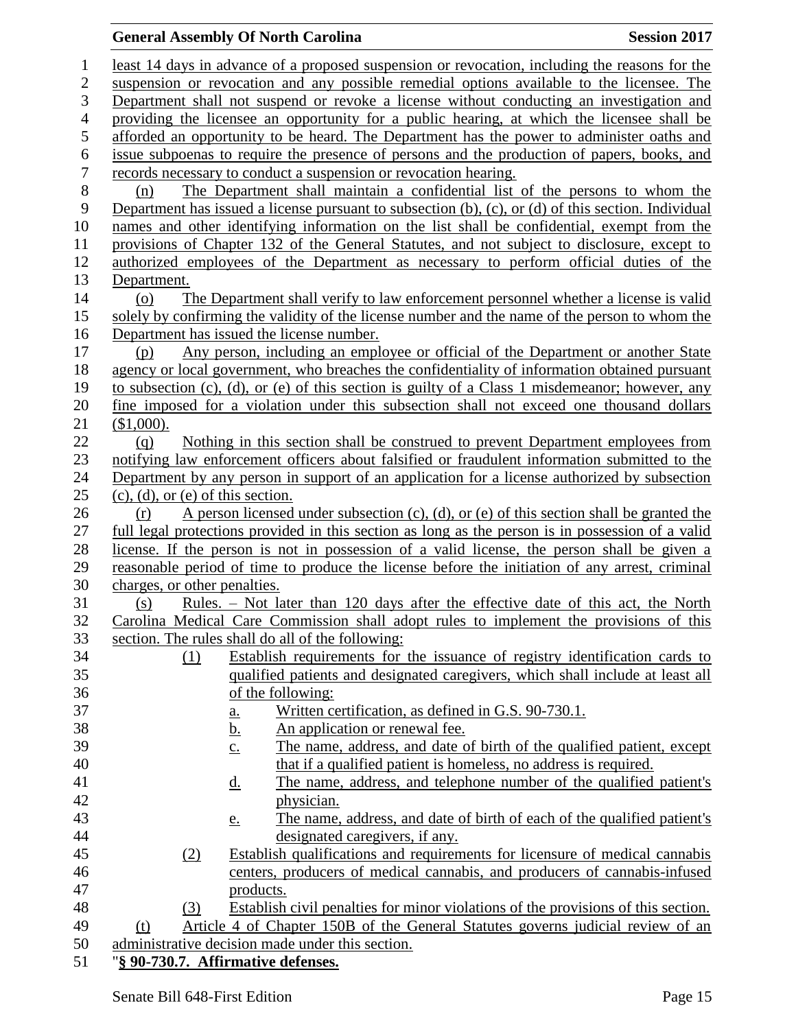least 14 days in advance of a proposed suspension or revocation, including the reasons for the suspension or revocation and any possible remedial options available to the licensee. The Department shall not suspend or revoke a license without conducting an investigation and providing the licensee an opportunity for a public hearing, at which the licensee shall be afforded an opportunity to be heard. The Department has the power to administer oaths and issue subpoenas to require the presence of persons and the production of papers, books, and records necessary to conduct a suspension or revocation hearing.

(n) The Department shall maintain a confidential list of the persons to whom the Department has issued a license pursuant to subsection (b), (c), or (d) of this section. Individual names and other identifying information on the list shall be confidential, exempt from the provisions of Chapter 132 of the General Statutes, and not subject to disclosure, except to authorized employees of the Department as necessary to perform official duties of the Department.

(o) The Department shall verify to law enforcement personnel whether a license is valid solely by confirming the validity of the license number and the name of the person to whom the Department has issued the license number.

(p) Any person, including an employee or official of the Department or another State agency or local government, who breaches the confidentiality of information obtained pursuant to subsection (c), (d), or (e) of this section is guilty of a Class 1 misdemeanor; however, any fine imposed for a violation under this subsection shall not exceed one thousand dollars ($1,000).

(q) Nothing in this section shall be construed to prevent Department employees from notifying law enforcement officers about falsified or fraudulent information submitted to the Department by any person in support of an application for a license authorized by subsection (c), (d), or (e) of this section.

(r) A person licensed under subsection (c), (d), or (e) of this section shall be granted the full legal protections provided in this section as long as the person is in possession of a valid license. If the person is not in possession of a valid license, the person shall be given a reasonable period of time to produce the license before the initiation of any arrest, criminal charges, or other penalties.

(s) Rules. – Not later than 120 days after the effective date of this act, the North Carolina Medical Care Commission shall adopt rules to implement the provisions of this section. The rules shall do all of the following:

(1) Establish requirements for the issuance of registry identification cards to qualified patients and designated caregivers, which shall include at least all of the following:
  a. Written certification, as defined in G.S. 90-730.1.
  b. An application or renewal fee.
  c. The name, address, and date of birth of the qualified patient, except that if a qualified patient is homeless, no address is required.
  d. The name, address, and telephone number of the qualified patient's physician.
  e. The name, address, and date of birth of each of the qualified patient's designated caregivers, if any.

(2) Establish qualifications and requirements for licensure of medical cannabis centers, producers of medical cannabis, and producers of cannabis-infused products.

(3) Establish civil penalties for minor violations of the provisions of this section.

(t) Article 4 of Chapter 150B of the General Statutes governs judicial review of an administrative decision made under this section.

"**§ 90-730.7. Affirmative defenses.**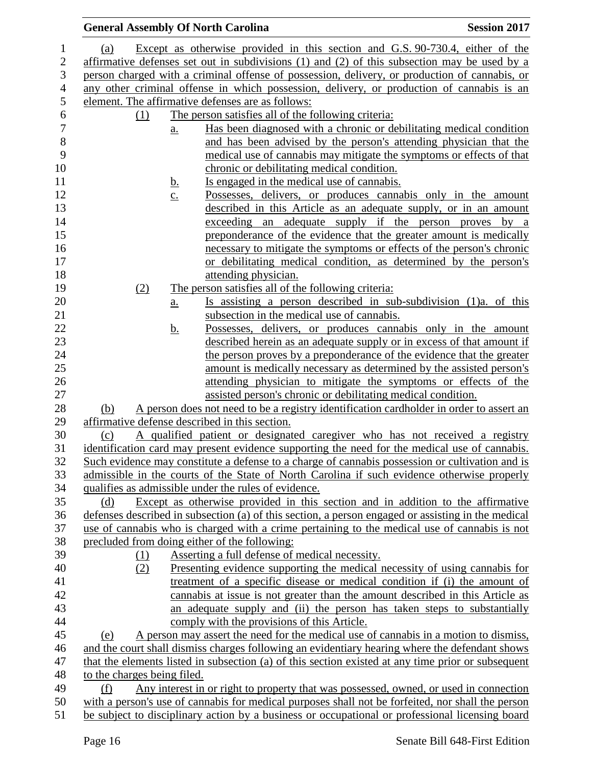(a) Except as otherwise provided in this section and G.S. 90-730.4, either of the affirmative defenses set out in subdivisions (1) and (2) of this subsection may be used by a person charged with a criminal offense of possession, delivery, or production of cannabis, or any other criminal offense in which possession, delivery, or production of cannabis is an element. The affirmative defenses are as follows:

(1) The person satisfies all of the following criteria:

a. Has been diagnosed with a chronic or debilitating medical condition and has been advised by the person's attending physician that the medical use of cannabis may mitigate the symptoms or effects of that chronic or debilitating medical condition.

b. Is engaged in the medical use of cannabis.

c. Possesses, delivers, or produces cannabis only in the amount described in this Article as an adequate supply, or in an amount exceeding an adequate supply if the person proves by a preponderance of the evidence that the greater amount is medically necessary to mitigate the symptoms or effects of the person's chronic or debilitating medical condition, as determined by the person's attending physician.

(2) The person satisfies all of the following criteria:

a. Is assisting a person described in sub-subdivision (1)a. of this subsection in the medical use of cannabis.

b. Possesses, delivers, or produces cannabis only in the amount described herein as an adequate supply or in excess of that amount if the person proves by a preponderance of the evidence that the greater amount is medically necessary as determined by the assisted person's attending physician to mitigate the symptoms or effects of the assisted person's chronic or debilitating medical condition.

(b) A person does not need to be a registry identification cardholder in order to assert an affirmative defense described in this section.

(c) A qualified patient or designated caregiver who has not received a registry identification card may present evidence supporting the need for the medical use of cannabis. Such evidence may constitute a defense to a charge of cannabis possession or cultivation and is admissible in the courts of the State of North Carolina if such evidence otherwise properly qualifies as admissible under the rules of evidence.

(d) Except as otherwise provided in this section and in addition to the affirmative defenses described in subsection (a) of this section, a person engaged or assisting in the medical use of cannabis who is charged with a crime pertaining to the medical use of cannabis is not precluded from doing either of the following:

(1) Asserting a full defense of medical necessity.

(2) Presenting evidence supporting the medical necessity of using cannabis for treatment of a specific disease or medical condition if (i) the amount of cannabis at issue is not greater than the amount described in this Article as an adequate supply and (ii) the person has taken steps to substantially comply with the provisions of this Article.

(e) A person may assert the need for the medical use of cannabis in a motion to dismiss, and the court shall dismiss charges following an evidentiary hearing where the defendant shows that the elements listed in subsection (a) of this section existed at any time prior or subsequent to the charges being filed.

(f) Any interest in or right to property that was possessed, owned, or used in connection with a person's use of cannabis for medical purposes shall not be forfeited, nor shall the person be subject to disciplinary action by a business or occupational or professional licensing board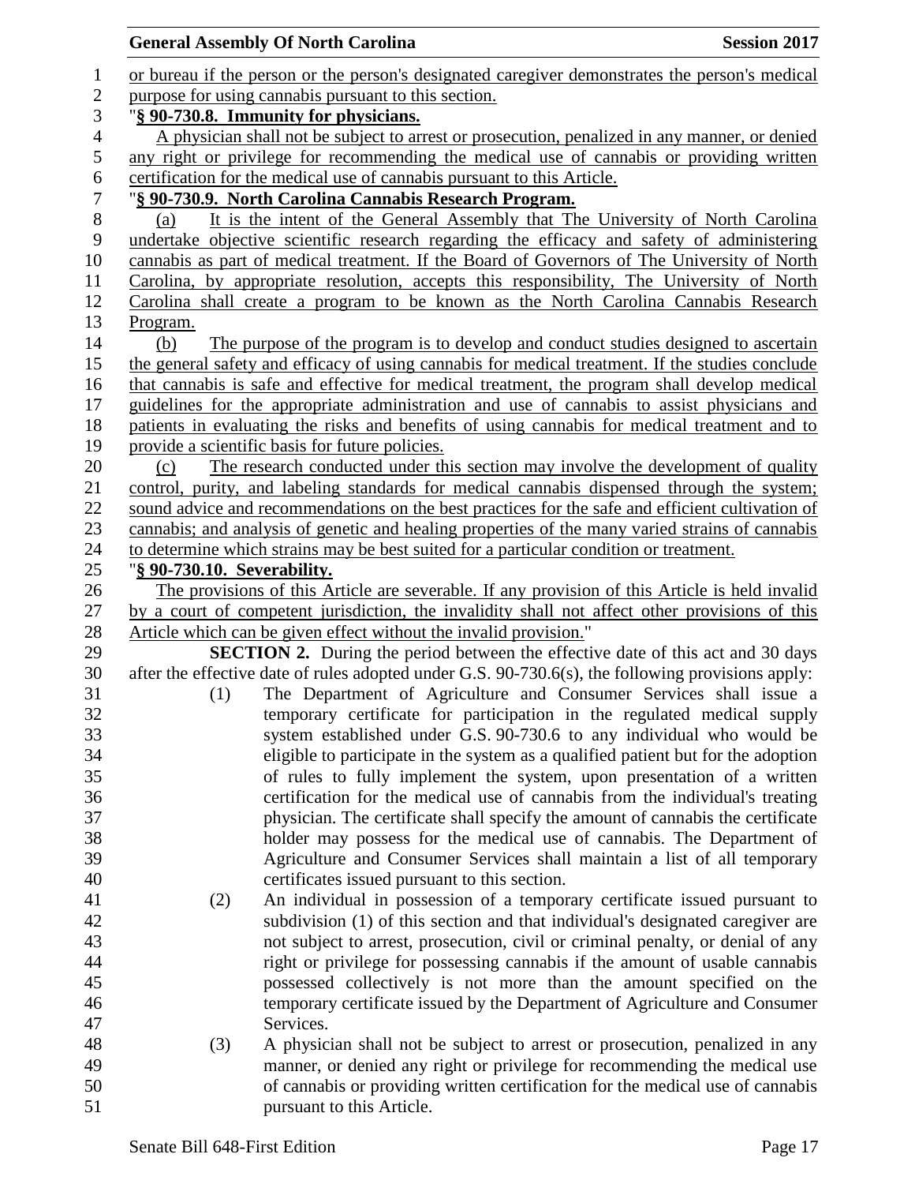or bureau if the person or the person's designated caregiver demonstrates the person's medical purpose for using cannabis pursuant to this section.

"**§ 90-730.8. Immunity for physicians.**

A physician shall not be subject to arrest or prosecution, penalized in any manner, or denied any right or privilege for recommending the medical use of cannabis or providing written certification for the medical use of cannabis pursuant to this Article.

"**§ 90-730.9. North Carolina Cannabis Research Program.**

(a) It is the intent of the General Assembly that The University of North Carolina undertake objective scientific research regarding the efficacy and safety of administering cannabis as part of medical treatment. If the Board of Governors of The University of North Carolina, by appropriate resolution, accepts this responsibility, The University of North Carolina shall create a program to be known as the North Carolina Cannabis Research Program.

(b) The purpose of the program is to develop and conduct studies designed to ascertain the general safety and efficacy of using cannabis for medical treatment. If the studies conclude that cannabis is safe and effective for medical treatment, the program shall develop medical guidelines for the appropriate administration and use of cannabis to assist physicians and patients in evaluating the risks and benefits of using cannabis for medical treatment and to provide a scientific basis for future policies.

(c) The research conducted under this section may involve the development of quality control, purity, and labeling standards for medical cannabis dispensed through the system; sound advice and recommendations on the best practices for the safe and efficient cultivation of cannabis; and analysis of genetic and healing properties of the many varied strains of cannabis to determine which strains may be best suited for a particular condition or treatment.

"**§ 90-730.10. Severability.**

The provisions of this Article are severable. If any provision of this Article is held invalid by a court of competent jurisdiction, the invalidity shall not affect other provisions of this Article which can be given effect without the invalid provision."

**SECTION 2.** During the period between the effective date of this act and 30 days after the effective date of rules adopted under G.S. 90-730.6(s), the following provisions apply:

(1) The Department of Agriculture and Consumer Services shall issue a temporary certificate for participation in the regulated medical supply system established under G.S. 90-730.6 to any individual who would be eligible to participate in the system as a qualified patient but for the adoption of rules to fully implement the system, upon presentation of a written certification for the medical use of cannabis from the individual's treating physician. The certificate shall specify the amount of cannabis the certificate holder may possess for the medical use of cannabis. The Department of Agriculture and Consumer Services shall maintain a list of all temporary certificates issued pursuant to this section.

(2) An individual in possession of a temporary certificate issued pursuant to subdivision (1) of this section and that individual's designated caregiver are not subject to arrest, prosecution, civil or criminal penalty, or denial of any right or privilege for possessing cannabis if the amount of usable cannabis possessed collectively is not more than the amount specified on the temporary certificate issued by the Department of Agriculture and Consumer Services.

(3) A physician shall not be subject to arrest or prosecution, penalized in any manner, or denied any right or privilege for recommending the medical use of cannabis or providing written certification for the medical use of cannabis pursuant to this Article.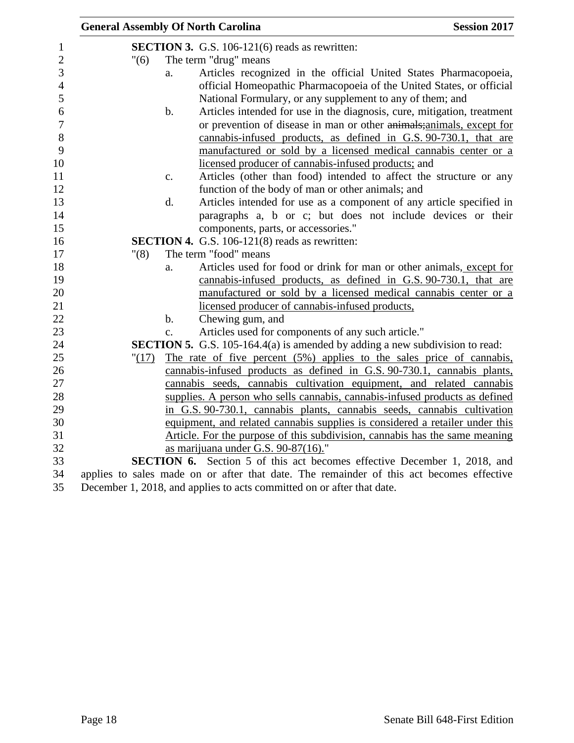**SECTION 3.** G.S. 106-121(6) reads as rewritten:

"(6) The term "drug" means

a. Articles recognized in the official United States Pharmacopoeia, official Homeopathic Pharmacopoeia of the United States, or official National Formulary, or any supplement to any of them; and

b. Articles intended for use in the diagnosis, cure, mitigation, treatment or prevention of disease in man or other ~~animals;~~animals, except for cannabis-infused products, as defined in G.S. 90-730.1, that are manufactured or sold by a licensed medical cannabis center or a licensed producer of cannabis-infused products; and

c. Articles (other than food) intended to affect the structure or any function of the body of man or other animals; and

d. Articles intended for use as a component of any article specified in paragraphs a, b or c; but does not include devices or their components, parts, or accessories."

**SECTION 4.** G.S. 106-121(8) reads as rewritten:

"(8) The term "food" means

a. Articles used for food or drink for man or other animals, except for cannabis-infused products, as defined in G.S. 90-730.1, that are manufactured or sold by a licensed medical cannabis center or a licensed producer of cannabis-infused products,

b. Chewing gum, and

c. Articles used for components of any such article."

**SECTION 5.** G.S. 105-164.4(a) is amended by adding a new subdivision to read:

"(17) The rate of five percent (5%) applies to the sales price of cannabis, cannabis-infused products as defined in G.S. 90-730.1, cannabis plants, cannabis seeds, cannabis cultivation equipment, and related cannabis supplies. A person who sells cannabis, cannabis-infused products as defined in G.S. 90-730.1, cannabis plants, cannabis seeds, cannabis cultivation equipment, and related cannabis supplies is considered a retailer under this Article. For the purpose of this subdivision, cannabis has the same meaning as marijuana under G.S. 90-87(16)."

**SECTION 6.** Section 5 of this act becomes effective December 1, 2018, and applies to sales made on or after that date. The remainder of this act becomes effective December 1, 2018, and applies to acts committed on or after that date.